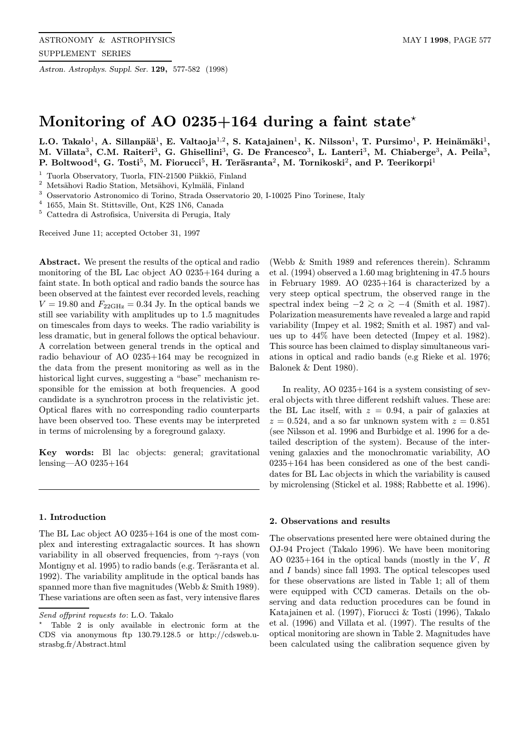# Monitoring of AO 0235+164 during a faint state*

**L.O. Takalo[1], A. Sillanpää[1], E. Valtaoja[1,2], S. Katajainen[1], K. Nilsson[1], T. Pursimo[1], P. Heinämäki[1], M. Villata[3], C.M. Raiteri[3], G. Ghisellini[3], G. De Francesco[3], L. Lanteri[3], M. Chiaberge[3], A. Peila[3], P. Boltwood[4], G. Tosti[5], M. Fiorucci[5], H. Teräsranta[2], M. Tornikoski[2], and P. Teerikorpi[1]**

[1] Tuorla Observatory, Tuorla, FIN-21500 Piikkiö, Finland
[2] Metsähovi Radio Station, Metsähovi, Kylmälä, Finland
[3] Osservatorio Astronomico di Torino, Strada Osservatorio 20, I-10025 Pino Torinese, Italy
[4] 1655, Main St. Stittsville, Ont, K2S 1N6, Canada
[5] Cattedra di Astrofisica, Universita di Perugia, Italy

Received June 11; accepted October 31, 1997

**Abstract.** We present the results of the optical and radio monitoring of the BL Lac object AO 0235+164 during a faint state. In both optical and radio bands the source has been observed at the faintest ever recorded levels, reaching $V = 19.80$ and $F_{22\mathrm{GHz}} = 0.34$ Jy. In the optical bands we still see variability with amplitudes up to 1.5 magnitudes on timescales from days to weeks. The radio variability is less dramatic, but in general follows the optical behaviour. A correlation between general trends in the optical and radio behaviour of AO 0235+164 may be recognized in the data from the present monitoring as well as in the historical light curves, suggesting a "base" mechanism responsible for the emission at both frequencies. A good candidate is a synchrotron process in the relativistic jet. Optical flares with no corresponding radio counterparts have been observed too. These events may be interpreted in terms of microlensing by a foreground galaxy.

**Key words:** Bl lac objects: general; gravitational lensing—AO 0235+164

Send offprint requests to: L.O. Takalo

* Table 2 is only available in electronic form at the CDS via anonymous ftp 130.79.128.5 or http://cdsweb.u-strasbg.fr/Abstract.html

## 1. Introduction

The BL Lac object AO 0235+164 is one of the most complex and interesting extragalactic sources. It has shown variability in all observed frequencies, from $\gamma$-rays (von Montigny et al. 1995) to radio bands (e.g. Teräsranta et al. 1992). The variability amplitude in the optical bands has spanned more than five magnitudes (Webb & Smith 1989). These variations are often seen as fast, very intensive flares (Webb & Smith 1989 and references therein). Schramm et al. (1994) observed a 1.60 mag brightening in 47.5 hours in February 1989. AO 0235+164 is characterized by a very steep optical spectrum, the observed range in the spectral index being $-2 \gtrsim \alpha \gtrsim -4$ (Smith et al. 1987). Polarization measurements have revealed a large and rapid variability (Impey et al. 1982; Smith et al. 1987) and values up to 44% have been detected (Impey et al. 1982). This source has been claimed to display simultaneous variations in optical and radio bands (e.g Rieke et al. 1976; Balonek & Dent 1980).

In reality, AO 0235+164 is a system consisting of several objects with three different redshift values. These are: the BL Lac itself, with $z = 0.94$, a pair of galaxies at $z = 0.524$, and a so far unknown system with $z = 0.851$ (see Nilsson et al. 1996 and Burbidge et al. 1996 for a detailed description of the system). Because of the intervening galaxies and the monochromatic variability, AO 0235+164 has been considered as one of the best candidates for BL Lac objects in which the variability is caused by microlensing (Stickel et al. 1988; Rabbette et al. 1996).

## 2. Observations and results

The observations presented here were obtained during the OJ-94 Project (Takalo 1996). We have been monitoring AO 0235+164 in the optical bands (mostly in the $V$, $R$ and $I$ bands) since fall 1993. The optical telescopes used for these observations are listed in Table 1; all of them were equipped with CCD cameras. Details on the observing and data reduction procedures can be found in Katajainen et al. (1997), Fiorucci & Tosti (1996), Takalo et al. (1996) and Villata et al. (1997). The results of the optical monitoring are shown in Table 2. Magnitudes have been calculated using the calibration sequence given by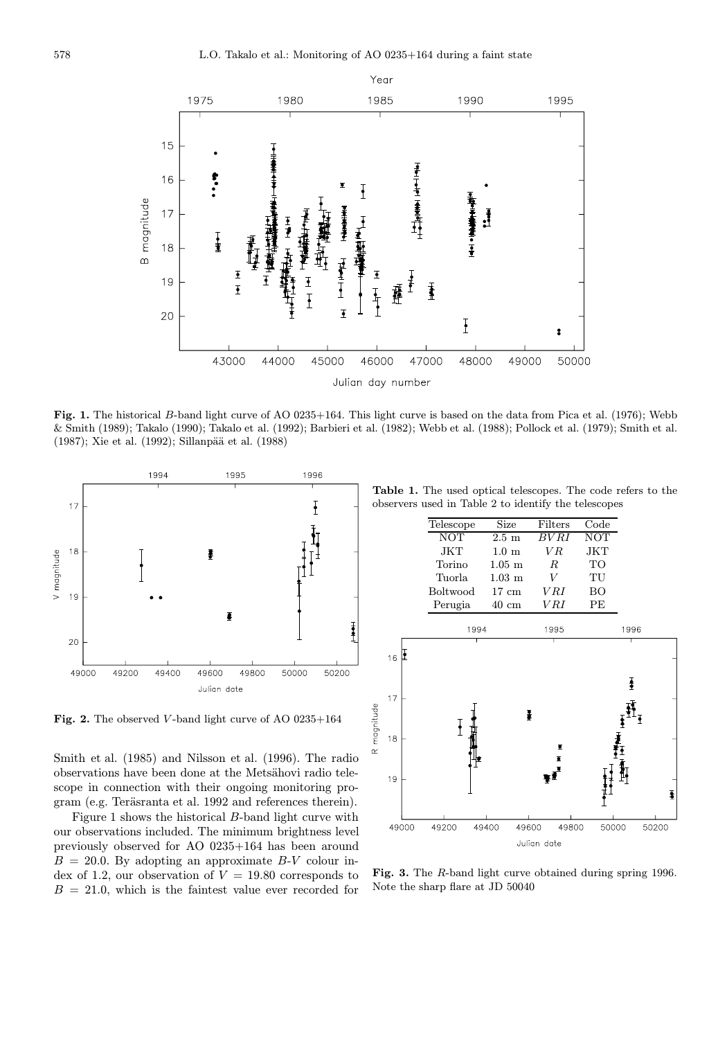**Fig. 1.** The historical $B$-band light curve of AO 0235+164. This light curve is based on the data from Pica et al. (1976); Webb & Smith (1989); Takalo (1990); Takalo et al. (1992); Barbieri et al. (1982); Webb et al. (1988); Pollock et al. (1979); Smith et al. (1987); Xie et al. (1992); Sillanpää et al. (1988)

**Fig. 2.** The observed $V$-band light curve of AO 0235+164

Smith et al. (1985) and Nilsson et al. (1996). The radio observations have been done at the Metsähovi radio telescope in connection with their ongoing monitoring program (e.g. Teräsranta et al. 1992 and references therein).

Figure 1 shows the historical $B$-band light curve with our observations included. The minimum brightness level previously observed for AO 0235+164 has been around $B = 20.0$. By adopting an approximate $B$-$V$ colour index of 1.2, our observation of $V = 19.80$ corresponds to $B = 21.0$, which is the faintest value ever recorded for

**Table 1.** The used optical telescopes. The code refers to the observers used in Table 2 to identify the telescopes

| Telescope | Size | Filters | Code |
|---|---|---|---|
| NOT | 2.5 m | $BVRI$ | NOT |
| JKT | 1.0 m | $VR$ | JKT |
| Torino | 1.05 m | $R$ | TO |
| Tuorla | 1.03 m | $V$ | TU |
| Boltwood | 17 cm | $VRI$ | BO |
| Perugia | 40 cm | $VRI$ | PE |

**Fig. 3.** The $R$-band light curve obtained during spring 1996. Note the sharp flare at JD 50040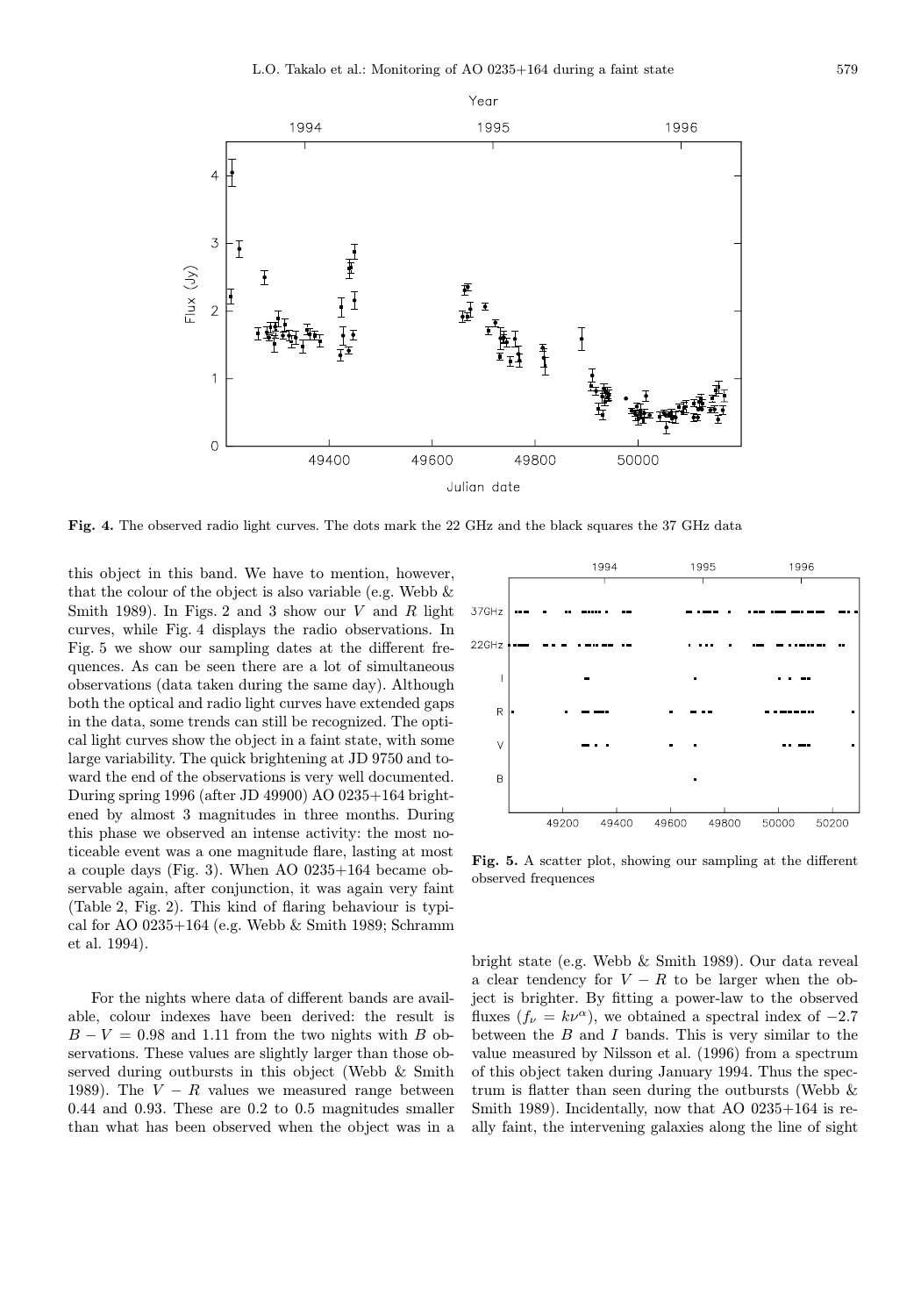**Fig. 4.** The observed radio light curves. The dots mark the 22 GHz and the black squares the 37 GHz data

this object in this band. We have to mention, however, that the colour of the object is also variable (e.g. Webb & Smith 1989). In Figs. 2 and 3 show our $V$ and $R$ light curves, while Fig. 4 displays the radio observations. In Fig. 5 we show our sampling dates at the different frequences. As can be seen there are a lot of simultaneous observations (data taken during the same day). Although both the optical and radio light curves have extended gaps in the data, some trends can still be recognized. The optical light curves show the object in a faint state, with some large variability. The quick brightening at JD 9750 and toward the end of the observations is very well documented. During spring 1996 (after JD 49900) AO 0235+164 brightened by almost 3 magnitudes in three months. During this phase we observed an intense activity: the most noticeable event was a one magnitude flare, lasting at most a couple days (Fig. 3). When AO 0235+164 became observable again, after conjunction, it was again very faint (Table 2, Fig. 2). This kind of flaring behaviour is typical for AO 0235+164 (e.g. Webb & Smith 1989; Schramm et al. 1994).

For the nights where data of different bands are available, colour indexes have been derived: the result is $B-V = 0.98$ and 1.11 from the two nights with $B$ observations. These values are slightly larger than those observed during outbursts in this object (Webb & Smith 1989). The $V-R$ values we measured range between 0.44 and 0.93. These are 0.2 to 0.5 magnitudes smaller than what has been observed when the object was in a bright state (e.g. Webb & Smith 1989). Our data reveal a clear tendency for $V-R$ to be larger when the object is brighter. By fitting a power-law to the observed fluxes ($f_\nu = k\nu^\alpha$), we obtained a spectral index of $-2.7$ between the $B$ and $I$ bands. This is very similar to the value measured by Nilsson et al. (1996) from a spectrum of this object taken during January 1994. Thus the spectrum is flatter than seen during the outbursts (Webb & Smith 1989). Incidentally, now that AO 0235+164 is really faint, the intervening galaxies along the line of sight

**Fig. 5.** A scatter plot, showing our sampling at the different observed frequences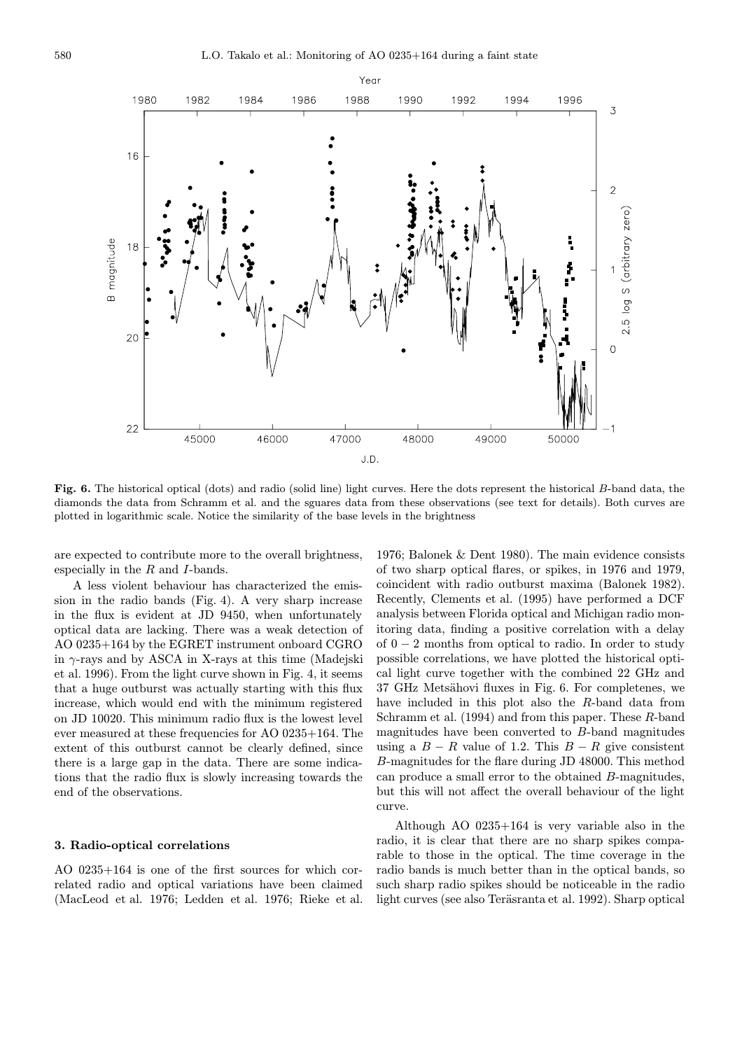**Fig. 6.** The historical optical (dots) and radio (solid line) light curves. Here the dots represent the historical $B$-band data, the diamonds the data from Schramm et al. and the sguares data from these observations (see text for details). Both curves are plotted in logarithmic scale. Notice the similarity of the base levels in the brightness

are expected to contribute more to the overall brightness, especially in the $R$ and $I$-bands.

A less violent behaviour has characterized the emission in the radio bands (Fig. 4). A very sharp increase in the flux is evident at JD 9450, when unfortunately optical data are lacking. There was a weak detection of AO 0235+164 by the EGRET instrument onboard CGRO in $\gamma$-rays and by ASCA in X-rays at this time (Madejski et al. 1996). From the light curve shown in Fig. 4, it seems that a huge outburst was actually starting with this flux increase, which would end with the minimum registered on JD 10020. This minimum radio flux is the lowest level ever measured at these frequencies for AO 0235+164. The extent of this outburst cannot be clearly defined, since there is a large gap in the data. There are some indications that the radio flux is slowly increasing towards the end of the observations.

## 3. Radio-optical correlations

AO 0235+164 is one of the first sources for which correlated radio and optical variations have been claimed (MacLeod et al. 1976; Ledden et al. 1976; Rieke et al. 1976; Balonek & Dent 1980). The main evidence consists of two sharp optical flares, or spikes, in 1976 and 1979, coincident with radio outburst maxima (Balonek 1982). Recently, Clements et al. (1995) have performed a DCF analysis between Florida optical and Michigan radio monitoring data, finding a positive correlation with a delay of $0-2$ months from optical to radio. In order to study possible correlations, we have plotted the historical optical light curve together with the combined 22 GHz and 37 GHz Metsähovi fluxes in Fig. 6. For completenes, we have included in this plot also the $R$-band data from Schramm et al. (1994) and from this paper. These $R$-band magnitudes have been converted to $B$-band magnitudes using a $B-R$ value of 1.2. This $B-R$ give consistent $B$-magnitudes for the flare during JD 48000. This method can produce a small error to the obtained $B$-magnitudes, but this will not affect the overall behaviour of the light curve.

Although AO 0235+164 is very variable also in the radio, it is clear that there are no sharp spikes comparable to those in the optical. The time coverage in the radio bands is much better than in the optical bands, so such sharp radio spikes should be noticeable in the radio light curves (see also Teräsranta et al. 1992). Sharp optical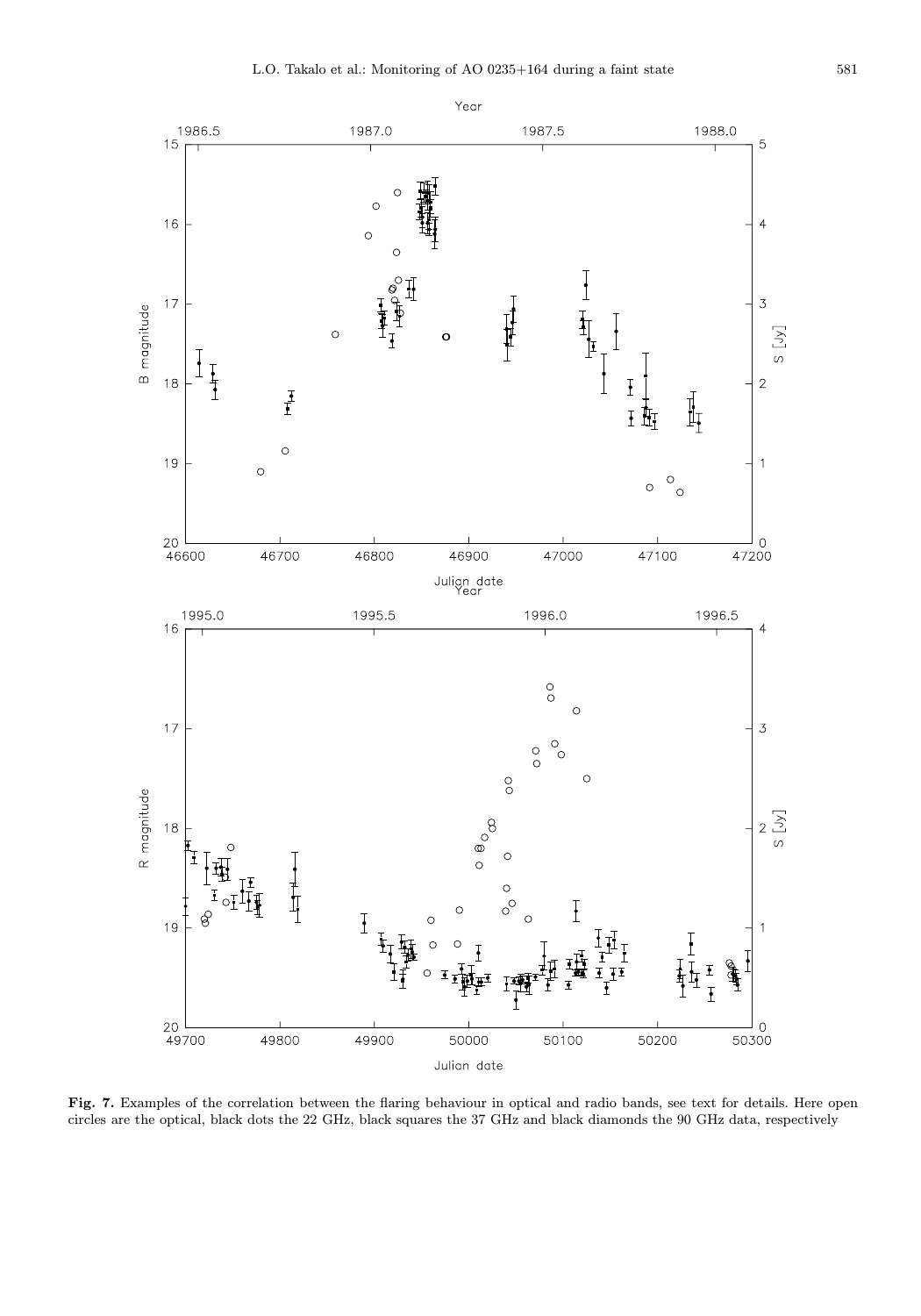**Fig. 7.** Examples of the correlation between the flaring behaviour in optical and radio bands, see text for details. Here open circles are the optical, black dots the 22 GHz, black squares the 37 GHz and black diamonds the 90 GHz data, respectively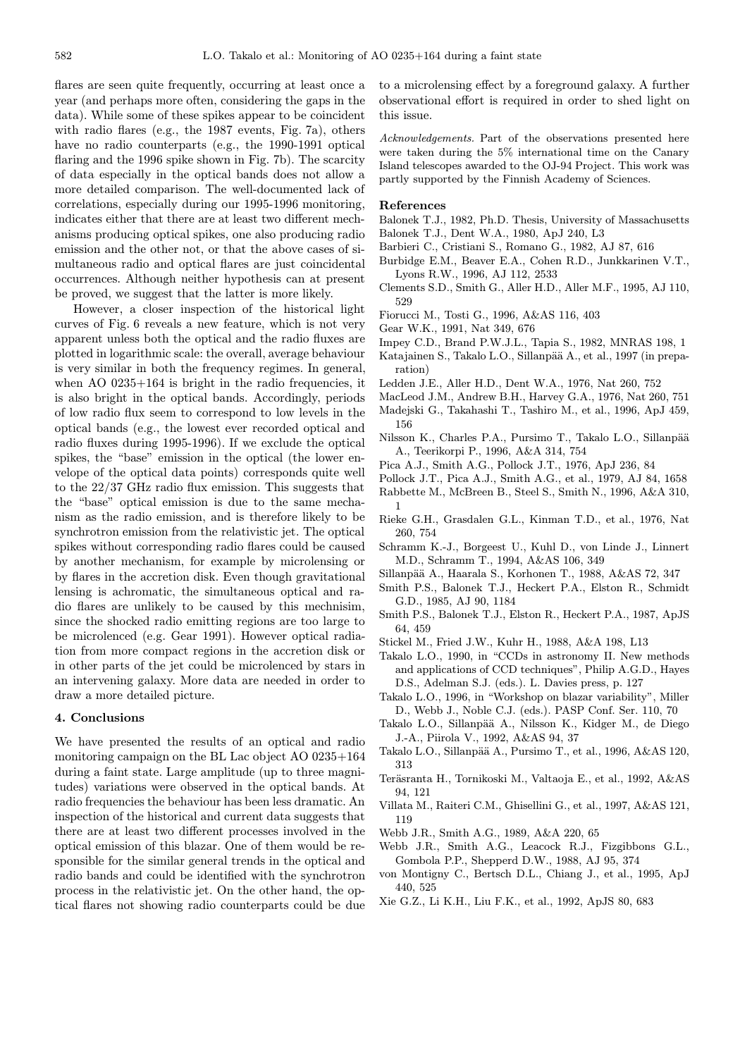flares are seen quite frequently, occurring at least once a year (and perhaps more often, considering the gaps in the data). While some of these spikes appear to be coincident with radio flares (e.g., the 1987 events, Fig. 7a), others have no radio counterparts (e.g., the 1990-1991 optical flaring and the 1996 spike shown in Fig. 7b). The scarcity of data especially in the optical bands does not allow a more detailed comparison. The well-documented lack of correlations, especially during our 1995-1996 monitoring, indicates either that there are at least two different mechanisms producing optical spikes, one also producing radio emission and the other not, or that the above cases of simultaneous radio and optical flares are just coincidental occurrences. Although neither hypothesis can at present be proved, we suggest that the latter is more likely.

However, a closer inspection of the historical light curves of Fig. 6 reveals a new feature, which is not very apparent unless both the optical and the radio fluxes are plotted in logarithmic scale: the overall, average behaviour is very similar in both the frequency regimes. In general, when AO 0235+164 is bright in the radio frequencies, it is also bright in the optical bands. Accordingly, periods of low radio flux seem to correspond to low levels in the optical bands (e.g., the lowest ever recorded optical and radio fluxes during 1995-1996). If we exclude the optical spikes, the "base" emission in the optical (the lower envelope of the optical data points) corresponds quite well to the 22/37 GHz radio flux emission. This suggests that the "base" optical emission is due to the same mechanism as the radio emission, and is therefore likely to be synchrotron emission from the relativistic jet. The optical spikes without corresponding radio flares could be caused by another mechanism, for example by microlensing or by flares in the accretion disk. Even though gravitational lensing is achromatic, the simultaneous optical and radio flares are unlikely to be caused by this mechnisim, since the shocked radio emitting regions are too large to be microlenced (e.g. Gear 1991). However optical radiation from more compact regions in the accretion disk or in other parts of the jet could be microlenced by stars in an intervening galaxy. More data are needed in order to draw a more detailed picture.

## 4. Conclusions

We have presented the results of an optical and radio monitoring campaign on the BL Lac object AO 0235+164 during a faint state. Large amplitude (up to three magnitudes) variations were observed in the optical bands. At radio frequencies the behaviour has been less dramatic. An inspection of the historical and current data suggests that there are at least two different processes involved in the optical emission of this blazar. One of them would be responsible for the similar general trends in the optical and radio bands and could be identified with the synchrotron process in the relativistic jet. On the other hand, the optical flares not showing radio counterparts could be due to a microlensing effect by a foreground galaxy. A further observational effort is required in order to shed light on this issue.

*Acknowledgements.* Part of the observations presented here were taken during the 5% international time on the Canary Island telescopes awarded to the OJ-94 Project. This work was partly supported by the Finnish Academy of Sciences.

## References

Balonek T.J., 1982, Ph.D. Thesis, University of Massachusetts

Balonek T.J., Dent W.A., 1980, ApJ 240, L3

Barbieri C., Cristiani S., Romano G., 1982, AJ 87, 616

Burbidge E.M., Beaver E.A., Cohen R.D., Junkkarinen V.T., Lyons R.W., 1996, AJ 112, 2533

Clements S.D., Smith G., Aller H.D., Aller M.F., 1995, AJ 110, 529

Fiorucci M., Tosti G., 1996, A&AS 116, 403

Gear W.K., 1991, Nat 349, 676

Impey C.D., Brand P.W.J.L., Tapia S., 1982, MNRAS 198, 1

Katajainen S., Takalo L.O., Sillanpää A., et al., 1997 (in preparation)

Ledden J.E., Aller H.D., Dent W.A., 1976, Nat 260, 752

MacLeod J.M., Andrew B.H., Harvey G.A., 1976, Nat 260, 751

Madejski G., Takahashi T., Tashiro M., et al., 1996, ApJ 459, 156

Nilsson K., Charles P.A., Pursimo T., Takalo L.O., Sillanpää A., Teerikorpi P., 1996, A&A 314, 754

Pica A.J., Smith A.G., Pollock J.T., 1976, ApJ 236, 84

Pollock J.T., Pica A.J., Smith A.G., et al., 1979, AJ 84, 1658

Rabbette M., McBreen B., Steel S., Smith N., 1996, A&A 310, 1

Rieke G.H., Grasdalen G.L., Kinman T.D., et al., 1976, Nat 260, 754

Schramm K.-J., Borgeest U., Kuhl D., von Linde J., Linnert M.D., Schramm T., 1994, A&AS 106, 349

Sillanpää A., Haarala S., Korhonen T., 1988, A&AS 72, 347

Smith P.S., Balonek T.J., Heckert P.A., Elston R., Schmidt G.D., 1985, AJ 90, 1184

Smith P.S., Balonek T.J., Elston R., Heckert P.A., 1987, ApJS 64, 459

Stickel M., Fried J.W., Kuhr H., 1988, A&A 198, L13

Takalo L.O., 1990, in "CCDs in astronomy II. New methods and applications of CCD techniques", Philip A.G.D., Hayes D.S., Adelman S.J. (eds.). L. Davies press, p. 127

Takalo L.O., 1996, in "Workshop on blazar variability", Miller D., Webb J., Noble C.J. (eds.). PASP Conf. Ser. 110, 70

Takalo L.O., Sillanpää A., Nilsson K., Kidger M., de Diego J.-A., Piirola V., 1992, A&AS 94, 37

Takalo L.O., Sillanpää A., Pursimo T., et al., 1996, A&AS 120, 313

Teräsranta H., Tornikoski M., Valtaoja E., et al., 1992, A&AS 94, 121

Villata M., Raiteri C.M., Ghisellini G., et al., 1997, A&AS 121, 119

Webb J.R., Smith A.G., 1989, A&A 220, 65

Webb J.R., Smith A.G., Leacock R.J., Fizgibbons G.L., Gombola P.P., Shepperd D.W., 1988, AJ 95, 374

von Montigny C., Bertsch D.L., Chiang J., et al., 1995, ApJ 440, 525

Xie G.Z., Li K.H., Liu F.K., et al., 1992, ApJS 80, 683